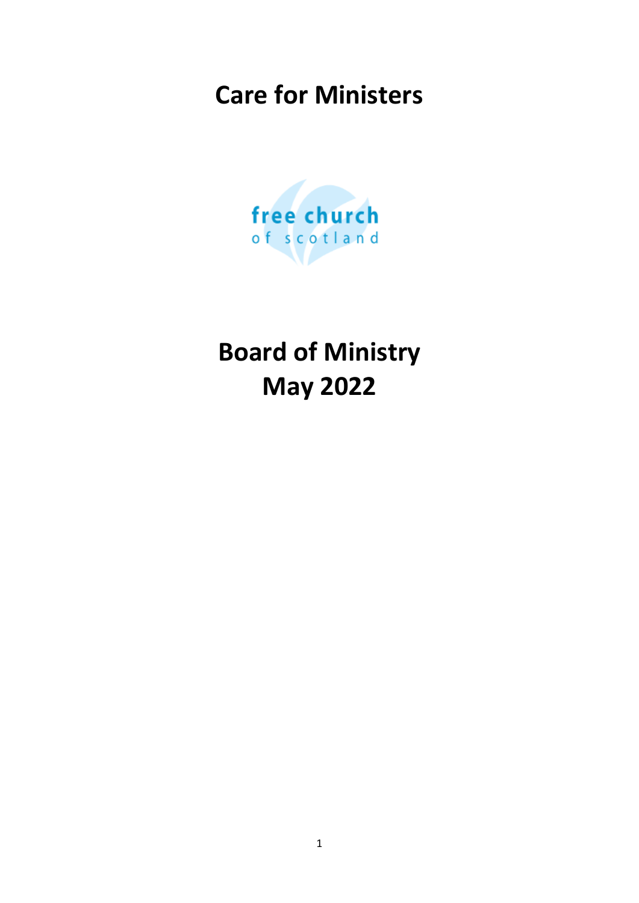# Care for Ministers

free church
of scotland

# Board of Ministry
# May 2022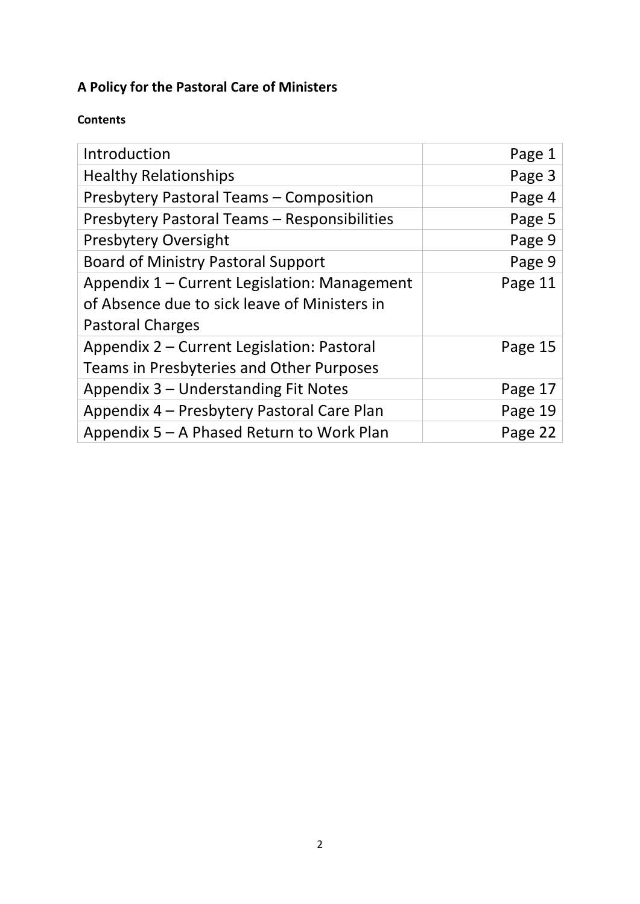**A Policy for the Pastoral Care of Ministers**

**Contents**

| | |
|---|---|
| Introduction | Page 1 |
| Healthy Relationships | Page 3 |
| Presbytery Pastoral Teams – Composition | Page 4 |
| Presbytery Pastoral Teams – Responsibilities | Page 5 |
| Presbytery Oversight | Page 9 |
| Board of Ministry Pastoral Support | Page 9 |
| Appendix 1 – Current Legislation: Management of Absence due to sick leave of Ministers in Pastoral Charges | Page 11 |
| Appendix 2 – Current Legislation: Pastoral Teams in Presbyteries and Other Purposes | Page 15 |
| Appendix 3 – Understanding Fit Notes | Page 17 |
| Appendix 4 – Presbytery Pastoral Care Plan | Page 19 |
| Appendix 5 – A Phased Return to Work Plan | Page 22 |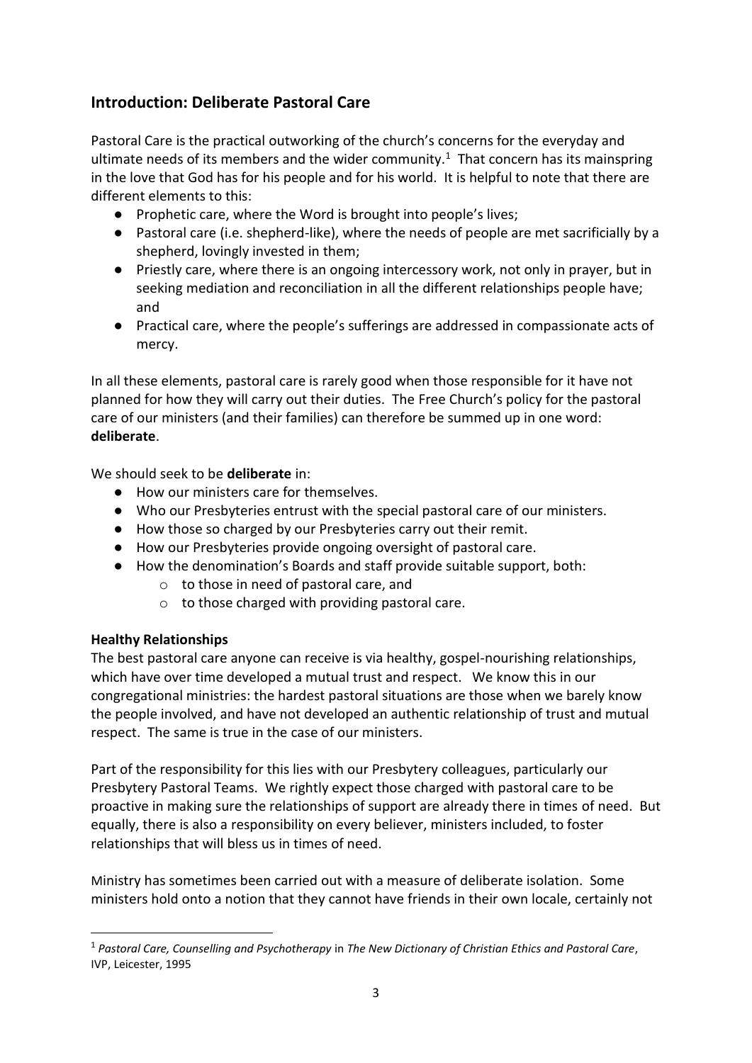## Introduction: Deliberate Pastoral Care

Pastoral Care is the practical outworking of the church's concerns for the everyday and ultimate needs of its members and the wider community.[1] That concern has its mainspring in the love that God has for his people and for his world. It is helpful to note that there are different elements to this:

- Prophetic care, where the Word is brought into people's lives;
- Pastoral care (i.e. shepherd-like), where the needs of people are met sacrificially by a shepherd, lovingly invested in them;
- Priestly care, where there is an ongoing intercessory work, not only in prayer, but in seeking mediation and reconciliation in all the different relationships people have; and
- Practical care, where the people's sufferings are addressed in compassionate acts of mercy.

In all these elements, pastoral care is rarely good when those responsible for it have not planned for how they will carry out their duties. The Free Church's policy for the pastoral care of our ministers (and their families) can therefore be summed up in one word: **deliberate**.

We should seek to be **deliberate** in:

- How our ministers care for themselves.
- Who our Presbyteries entrust with the special pastoral care of our ministers.
- How those so charged by our Presbyteries carry out their remit.
- How our Presbyteries provide ongoing oversight of pastoral care.
- How the denomination's Boards and staff provide suitable support, both:
  - to those in need of pastoral care, and
  - to those charged with providing pastoral care.

**Healthy Relationships**

The best pastoral care anyone can receive is via healthy, gospel-nourishing relationships, which have over time developed a mutual trust and respect. We know this in our congregational ministries: the hardest pastoral situations are those when we barely know the people involved, and have not developed an authentic relationship of trust and mutual respect. The same is true in the case of our ministers.

Part of the responsibility for this lies with our Presbytery colleagues, particularly our Presbytery Pastoral Teams. We rightly expect those charged with pastoral care to be proactive in making sure the relationships of support are already there in times of need. But equally, there is also a responsibility on every believer, ministers included, to foster relationships that will bless us in times of need.

Ministry has sometimes been carried out with a measure of deliberate isolation. Some ministers hold onto a notion that they cannot have friends in their own locale, certainly not

[1] *Pastoral Care, Counselling and Psychotherapy* in *The New Dictionary of Christian Ethics and Pastoral Care*, IVP, Leicester, 1995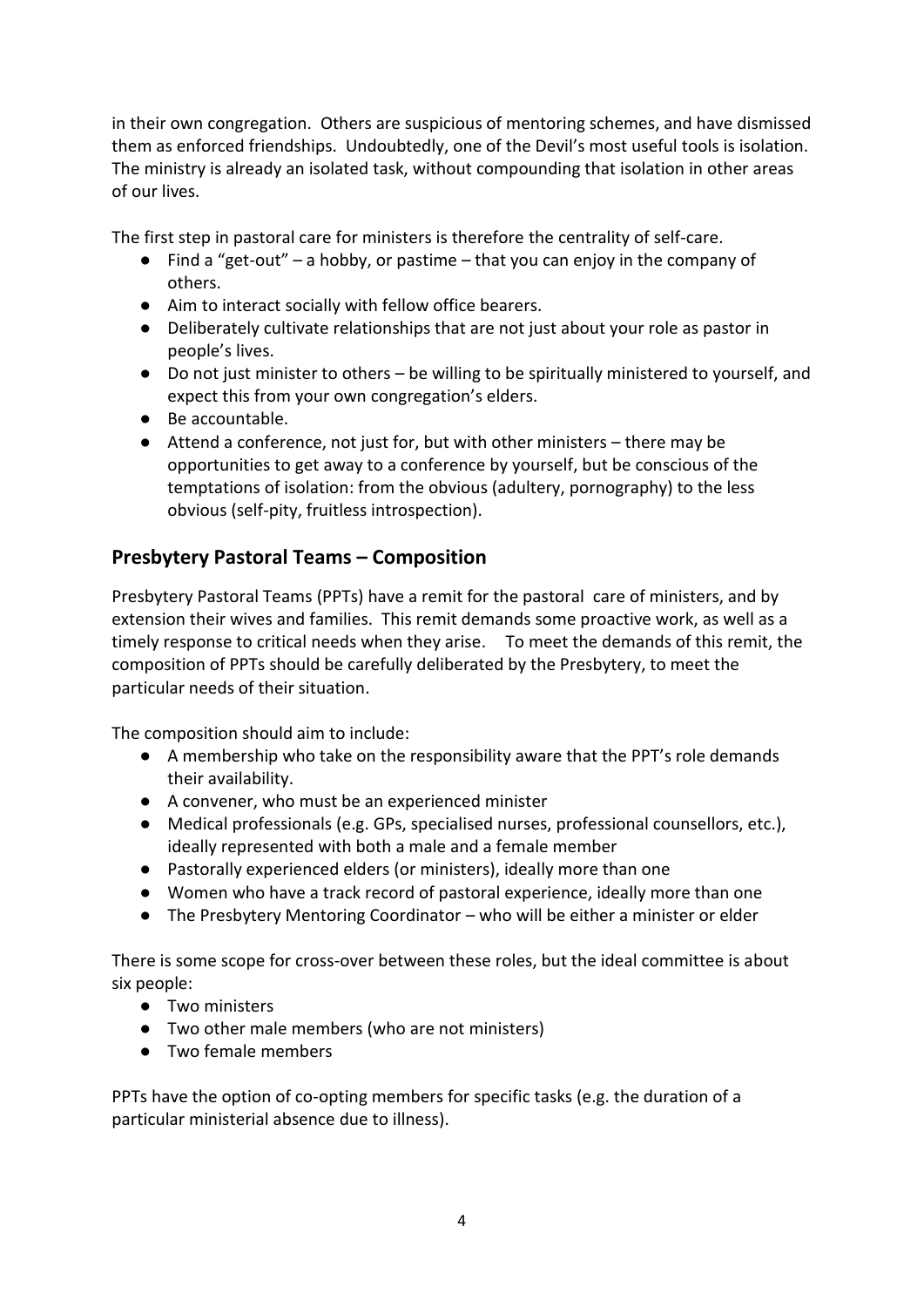in their own congregation. Others are suspicious of mentoring schemes, and have dismissed them as enforced friendships. Undoubtedly, one of the Devil's most useful tools is isolation. The ministry is already an isolated task, without compounding that isolation in other areas of our lives.

The first step in pastoral care for ministers is therefore the centrality of self-care.

- Find a "get-out" – a hobby, or pastime – that you can enjoy in the company of others.
- Aim to interact socially with fellow office bearers.
- Deliberately cultivate relationships that are not just about your role as pastor in people's lives.
- Do not just minister to others – be willing to be spiritually ministered to yourself, and expect this from your own congregation's elders.
- Be accountable.
- Attend a conference, not just for, but with other ministers – there may be opportunities to get away to a conference by yourself, but be conscious of the temptations of isolation: from the obvious (adultery, pornography) to the less obvious (self-pity, fruitless introspection).

## Presbytery Pastoral Teams – Composition

Presbytery Pastoral Teams (PPTs) have a remit for the pastoral care of ministers, and by extension their wives and families. This remit demands some proactive work, as well as a timely response to critical needs when they arise. To meet the demands of this remit, the composition of PPTs should be carefully deliberated by the Presbytery, to meet the particular needs of their situation.

The composition should aim to include:

- A membership who take on the responsibility aware that the PPT's role demands their availability.
- A convener, who must be an experienced minister
- Medical professionals (e.g. GPs, specialised nurses, professional counsellors, etc.), ideally represented with both a male and a female member
- Pastorally experienced elders (or ministers), ideally more than one
- Women who have a track record of pastoral experience, ideally more than one
- The Presbytery Mentoring Coordinator – who will be either a minister or elder

There is some scope for cross-over between these roles, but the ideal committee is about six people:

- Two ministers
- Two other male members (who are not ministers)
- Two female members

PPTs have the option of co-opting members for specific tasks (e.g. the duration of a particular ministerial absence due to illness).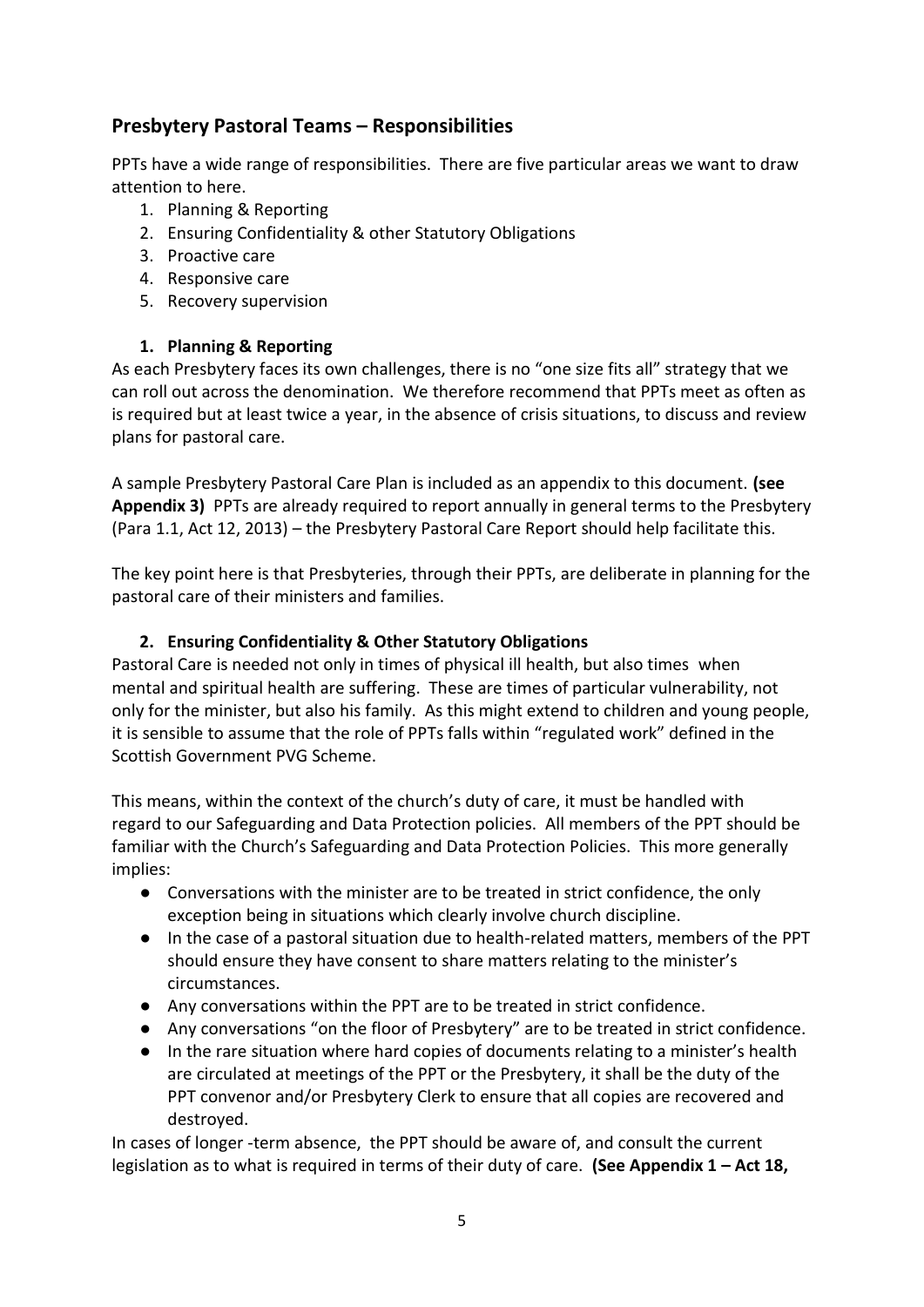## Presbytery Pastoral Teams – Responsibilities

PPTs have a wide range of responsibilities. There are five particular areas we want to draw attention to here.

1. Planning & Reporting
2. Ensuring Confidentiality & other Statutory Obligations
3. Proactive care
4. Responsive care
5. Recovery supervision

### 1. Planning & Reporting

As each Presbytery faces its own challenges, there is no "one size fits all" strategy that we can roll out across the denomination. We therefore recommend that PPTs meet as often as is required but at least twice a year, in the absence of crisis situations, to discuss and review plans for pastoral care.

A sample Presbytery Pastoral Care Plan is included as an appendix to this document. **(see Appendix 3)** PPTs are already required to report annually in general terms to the Presbytery (Para 1.1, Act 12, 2013) – the Presbytery Pastoral Care Report should help facilitate this.

The key point here is that Presbyteries, through their PPTs, are deliberate in planning for the pastoral care of their ministers and families.

### 2. Ensuring Confidentiality & Other Statutory Obligations

Pastoral Care is needed not only in times of physical ill health, but also times when mental and spiritual health are suffering. These are times of particular vulnerability, not only for the minister, but also his family. As this might extend to children and young people, it is sensible to assume that the role of PPTs falls within "regulated work" defined in the Scottish Government PVG Scheme.

This means, within the context of the church's duty of care, it must be handled with regard to our Safeguarding and Data Protection policies. All members of the PPT should be familiar with the Church's Safeguarding and Data Protection Policies. This more generally implies:

- Conversations with the minister are to be treated in strict confidence, the only exception being in situations which clearly involve church discipline.
- In the case of a pastoral situation due to health-related matters, members of the PPT should ensure they have consent to share matters relating to the minister's circumstances.
- Any conversations within the PPT are to be treated in strict confidence.
- Any conversations "on the floor of Presbytery" are to be treated in strict confidence.
- In the rare situation where hard copies of documents relating to a minister's health are circulated at meetings of the PPT or the Presbytery, it shall be the duty of the PPT convenor and/or Presbytery Clerk to ensure that all copies are recovered and destroyed.

In cases of longer -term absence, the PPT should be aware of, and consult the current legislation as to what is required in terms of their duty of care. **(See Appendix 1 – Act 18,**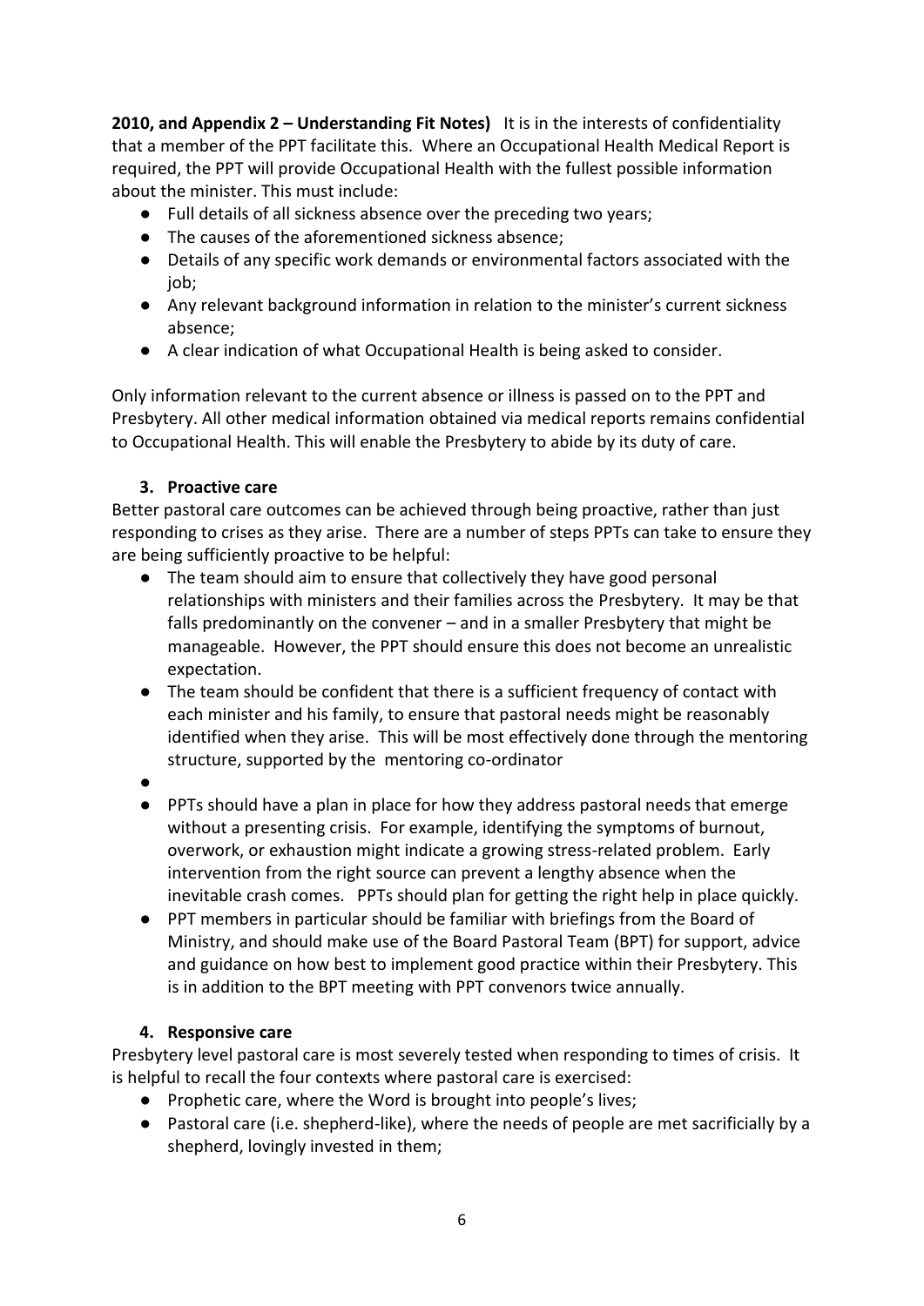**2010, and Appendix 2 – Understanding Fit Notes)** It is in the interests of confidentiality that a member of the PPT facilitate this. Where an Occupational Health Medical Report is required, the PPT will provide Occupational Health with the fullest possible information about the minister. This must include:

- Full details of all sickness absence over the preceding two years;
- The causes of the aforementioned sickness absence;
- Details of any specific work demands or environmental factors associated with the job;
- Any relevant background information in relation to the minister's current sickness absence;
- A clear indication of what Occupational Health is being asked to consider.

Only information relevant to the current absence or illness is passed on to the PPT and Presbytery. All other medical information obtained via medical reports remains confidential to Occupational Health. This will enable the Presbytery to abide by its duty of care.

### 3. Proactive care

Better pastoral care outcomes can be achieved through being proactive, rather than just responding to crises as they arise. There are a number of steps PPTs can take to ensure they are being sufficiently proactive to be helpful:

- The team should aim to ensure that collectively they have good personal relationships with ministers and their families across the Presbytery. It may be that falls predominantly on the convener – and in a smaller Presbytery that might be manageable. However, the PPT should ensure this does not become an unrealistic expectation.
- The team should be confident that there is a sufficient frequency of contact with each minister and his family, to ensure that pastoral needs might be reasonably identified when they arise. This will be most effectively done through the mentoring structure, supported by the mentoring co-ordinator
- 
- PPTs should have a plan in place for how they address pastoral needs that emerge without a presenting crisis. For example, identifying the symptoms of burnout, overwork, or exhaustion might indicate a growing stress-related problem. Early intervention from the right source can prevent a lengthy absence when the inevitable crash comes. PPTs should plan for getting the right help in place quickly.
- PPT members in particular should be familiar with briefings from the Board of Ministry, and should make use of the Board Pastoral Team (BPT) for support, advice and guidance on how best to implement good practice within their Presbytery. This is in addition to the BPT meeting with PPT convenors twice annually.

### 4. Responsive care

Presbytery level pastoral care is most severely tested when responding to times of crisis. It is helpful to recall the four contexts where pastoral care is exercised:

- Prophetic care, where the Word is brought into people's lives;
- Pastoral care (i.e. shepherd-like), where the needs of people are met sacrificially by a shepherd, lovingly invested in them;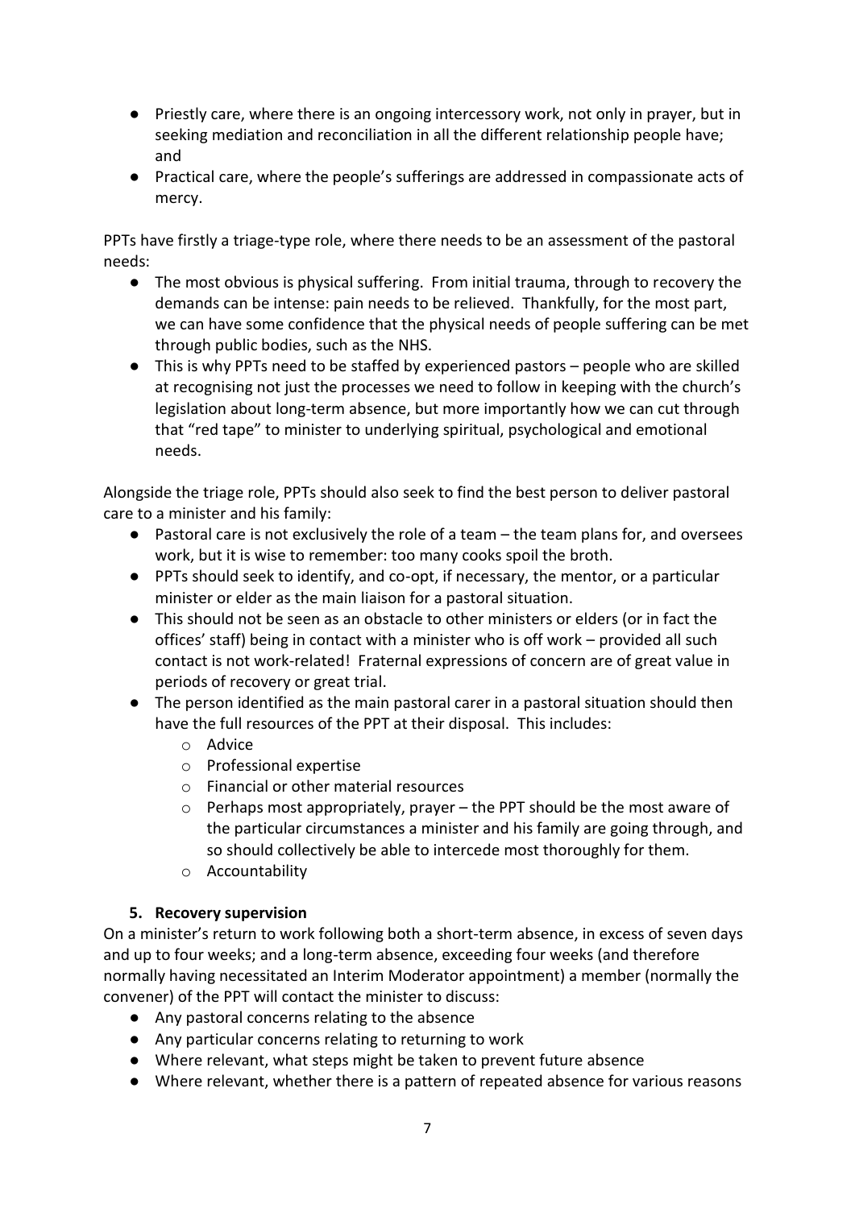- Priestly care, where there is an ongoing intercessory work, not only in prayer, but in seeking mediation and reconciliation in all the different relationship people have; and
- Practical care, where the people's sufferings are addressed in compassionate acts of mercy.

PPTs have firstly a triage-type role, where there needs to be an assessment of the pastoral needs:

- The most obvious is physical suffering. From initial trauma, through to recovery the demands can be intense: pain needs to be relieved. Thankfully, for the most part, we can have some confidence that the physical needs of people suffering can be met through public bodies, such as the NHS.
- This is why PPTs need to be staffed by experienced pastors – people who are skilled at recognising not just the processes we need to follow in keeping with the church's legislation about long-term absence, but more importantly how we can cut through that "red tape" to minister to underlying spiritual, psychological and emotional needs.

Alongside the triage role, PPTs should also seek to find the best person to deliver pastoral care to a minister and his family:

- Pastoral care is not exclusively the role of a team – the team plans for, and oversees work, but it is wise to remember: too many cooks spoil the broth.
- PPTs should seek to identify, and co-opt, if necessary, the mentor, or a particular minister or elder as the main liaison for a pastoral situation.
- This should not be seen as an obstacle to other ministers or elders (or in fact the offices' staff) being in contact with a minister who is off work – provided all such contact is not work-related! Fraternal expressions of concern are of great value in periods of recovery or great trial.
- The person identified as the main pastoral carer in a pastoral situation should then have the full resources of the PPT at their disposal. This includes:
    - Advice
    - Professional expertise
    - Financial or other material resources
    - Perhaps most appropriately, prayer – the PPT should be the most aware of the particular circumstances a minister and his family are going through, and so should collectively be able to intercede most thoroughly for them.
    - Accountability

### 5. Recovery supervision

On a minister's return to work following both a short-term absence, in excess of seven days and up to four weeks; and a long-term absence, exceeding four weeks (and therefore normally having necessitated an Interim Moderator appointment) a member (normally the convener) of the PPT will contact the minister to discuss:

- Any pastoral concerns relating to the absence
- Any particular concerns relating to returning to work
- Where relevant, what steps might be taken to prevent future absence
- Where relevant, whether there is a pattern of repeated absence for various reasons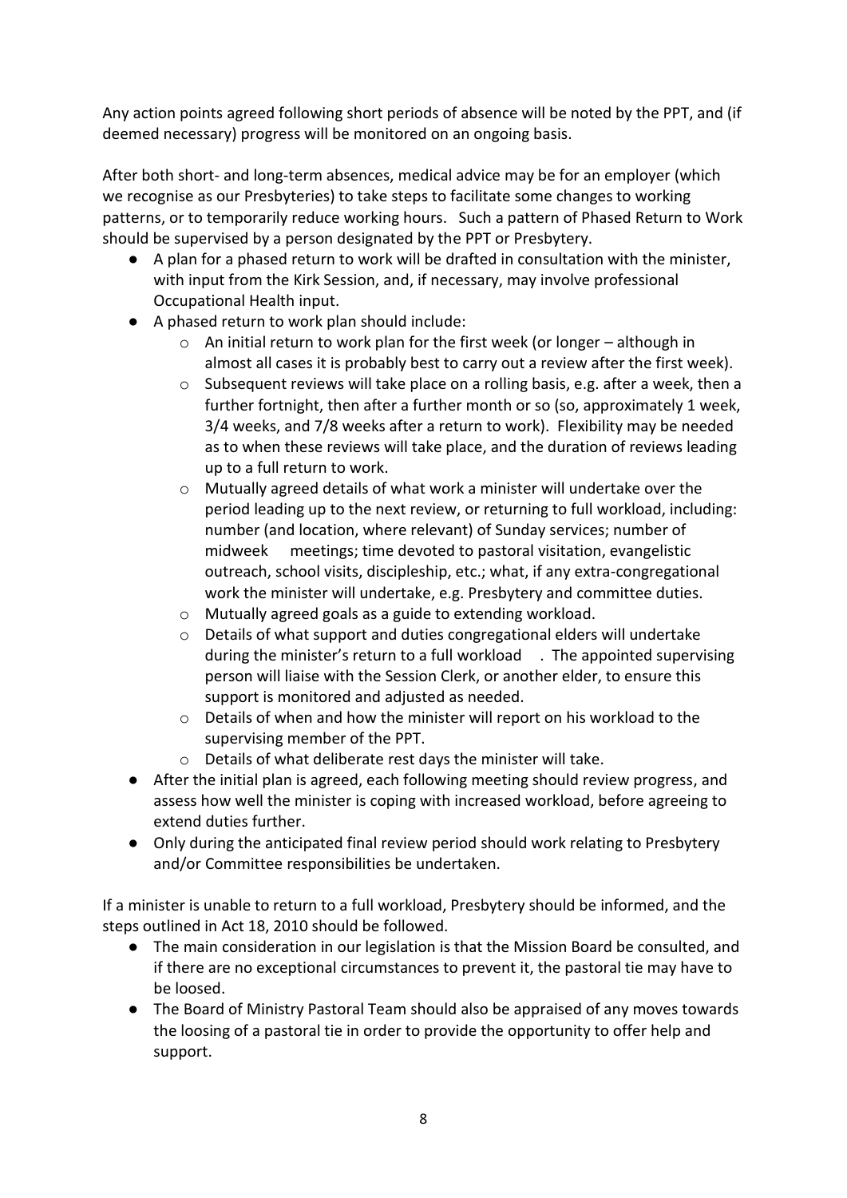Any action points agreed following short periods of absence will be noted by the PPT, and (if deemed necessary) progress will be monitored on an ongoing basis.

After both short- and long-term absences, medical advice may be for an employer (which we recognise as our Presbyteries) to take steps to facilitate some changes to working patterns, or to temporarily reduce working hours. Such a pattern of Phased Return to Work should be supervised by a person designated by the PPT or Presbytery.

- A plan for a phased return to work will be drafted in consultation with the minister, with input from the Kirk Session, and, if necessary, may involve professional Occupational Health input.
- A phased return to work plan should include:
  - An initial return to work plan for the first week (or longer – although in almost all cases it is probably best to carry out a review after the first week).
  - Subsequent reviews will take place on a rolling basis, e.g. after a week, then a further fortnight, then after a further month or so (so, approximately 1 week, 3/4 weeks, and 7/8 weeks after a return to work). Flexibility may be needed as to when these reviews will take place, and the duration of reviews leading up to a full return to work.
  - Mutually agreed details of what work a minister will undertake over the period leading up to the next review, or returning to full workload, including: number (and location, where relevant) of Sunday services; number of midweek meetings; time devoted to pastoral visitation, evangelistic outreach, school visits, discipleship, etc.; what, if any extra-congregational work the minister will undertake, e.g. Presbytery and committee duties.
  - Mutually agreed goals as a guide to extending workload.
  - Details of what support and duties congregational elders will undertake during the minister's return to a full workload . The appointed supervising person will liaise with the Session Clerk, or another elder, to ensure this support is monitored and adjusted as needed.
  - Details of when and how the minister will report on his workload to the supervising member of the PPT.
  - Details of what deliberate rest days the minister will take.
- After the initial plan is agreed, each following meeting should review progress, and assess how well the minister is coping with increased workload, before agreeing to extend duties further.
- Only during the anticipated final review period should work relating to Presbytery and/or Committee responsibilities be undertaken.

If a minister is unable to return to a full workload, Presbytery should be informed, and the steps outlined in Act 18, 2010 should be followed.

- The main consideration in our legislation is that the Mission Board be consulted, and if there are no exceptional circumstances to prevent it, the pastoral tie may have to be loosed.
- The Board of Ministry Pastoral Team should also be appraised of any moves towards the loosing of a pastoral tie in order to provide the opportunity to offer help and support.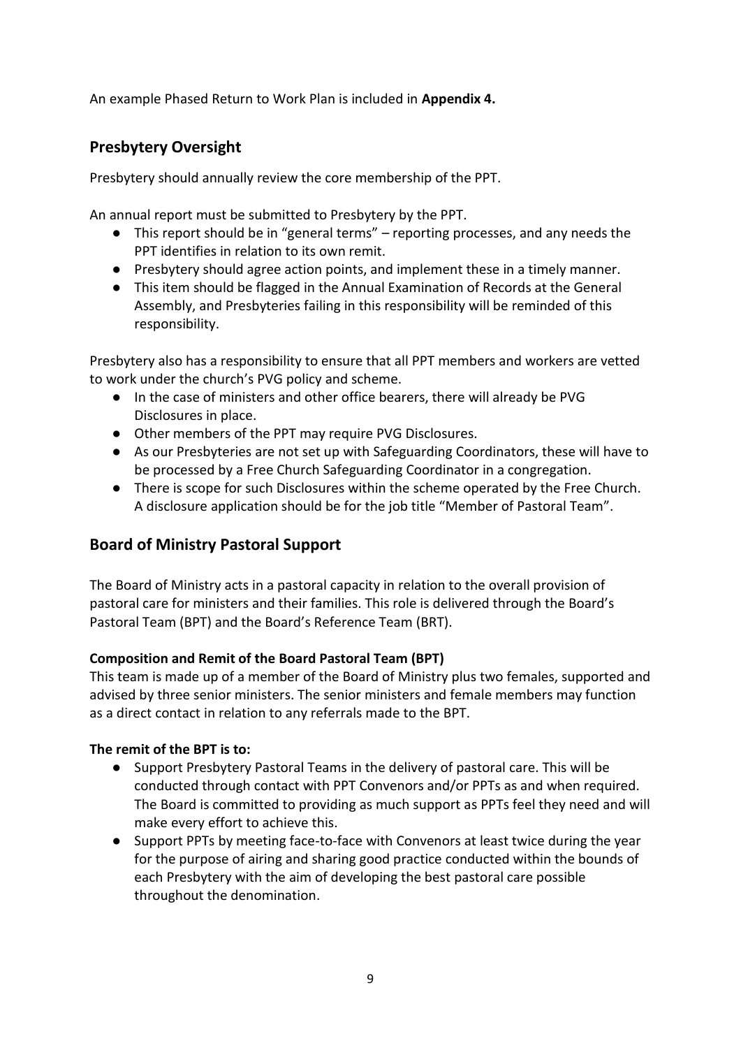An example Phased Return to Work Plan is included in **Appendix 4.**

## Presbytery Oversight

Presbytery should annually review the core membership of the PPT.

An annual report must be submitted to Presbytery by the PPT.

- This report should be in "general terms" – reporting processes, and any needs the PPT identifies in relation to its own remit.
- Presbytery should agree action points, and implement these in a timely manner.
- This item should be flagged in the Annual Examination of Records at the General Assembly, and Presbyteries failing in this responsibility will be reminded of this responsibility.

Presbytery also has a responsibility to ensure that all PPT members and workers are vetted to work under the church's PVG policy and scheme.

- In the case of ministers and other office bearers, there will already be PVG Disclosures in place.
- Other members of the PPT may require PVG Disclosures.
- As our Presbyteries are not set up with Safeguarding Coordinators, these will have to be processed by a Free Church Safeguarding Coordinator in a congregation.
- There is scope for such Disclosures within the scheme operated by the Free Church. A disclosure application should be for the job title "Member of Pastoral Team".

## Board of Ministry Pastoral Support

The Board of Ministry acts in a pastoral capacity in relation to the overall provision of pastoral care for ministers and their families. This role is delivered through the Board's Pastoral Team (BPT) and the Board's Reference Team (BRT).

**Composition and Remit of the Board Pastoral Team (BPT)**

This team is made up of a member of the Board of Ministry plus two females, supported and advised by three senior ministers. The senior ministers and female members may function as a direct contact in relation to any referrals made to the BPT.

**The remit of the BPT is to:**

- Support Presbytery Pastoral Teams in the delivery of pastoral care. This will be conducted through contact with PPT Convenors and/or PPTs as and when required. The Board is committed to providing as much support as PPTs feel they need and will make every effort to achieve this.
- Support PPTs by meeting face-to-face with Convenors at least twice during the year for the purpose of airing and sharing good practice conducted within the bounds of each Presbytery with the aim of developing the best pastoral care possible throughout the denomination.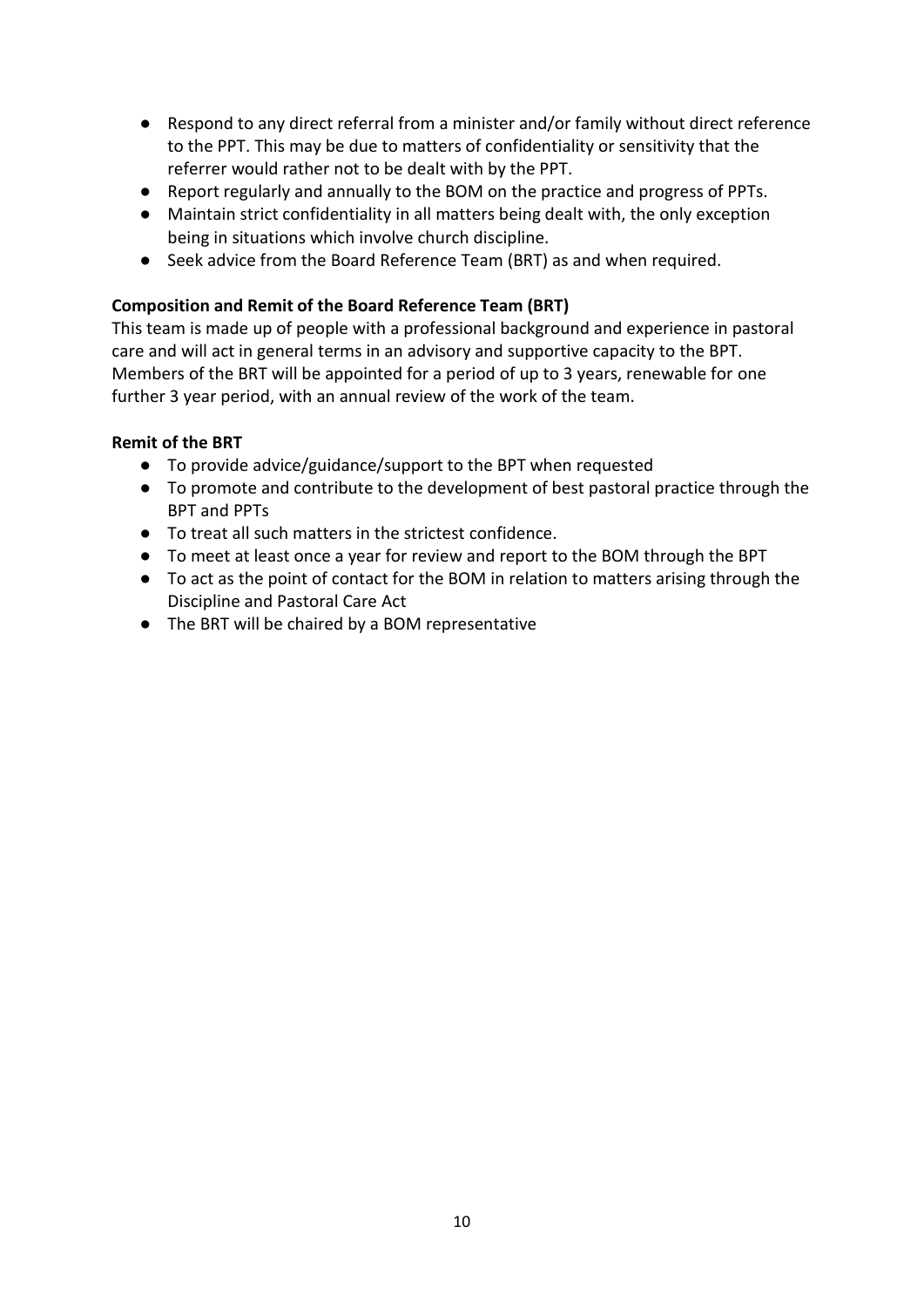- Respond to any direct referral from a minister and/or family without direct reference to the PPT. This may be due to matters of confidentiality or sensitivity that the referrer would rather not to be dealt with by the PPT.
- Report regularly and annually to the BOM on the practice and progress of PPTs.
- Maintain strict confidentiality in all matters being dealt with, the only exception being in situations which involve church discipline.
- Seek advice from the Board Reference Team (BRT) as and when required.

**Composition and Remit of the Board Reference Team (BRT)**

This team is made up of people with a professional background and experience in pastoral care and will act in general terms in an advisory and supportive capacity to the BPT. Members of the BRT will be appointed for a period of up to 3 years, renewable for one further 3 year period, with an annual review of the work of the team.

**Remit of the BRT**

- To provide advice/guidance/support to the BPT when requested
- To promote and contribute to the development of best pastoral practice through the BPT and PPTs
- To treat all such matters in the strictest confidence.
- To meet at least once a year for review and report to the BOM through the BPT
- To act as the point of contact for the BOM in relation to matters arising through the Discipline and Pastoral Care Act
- The BRT will be chaired by a BOM representative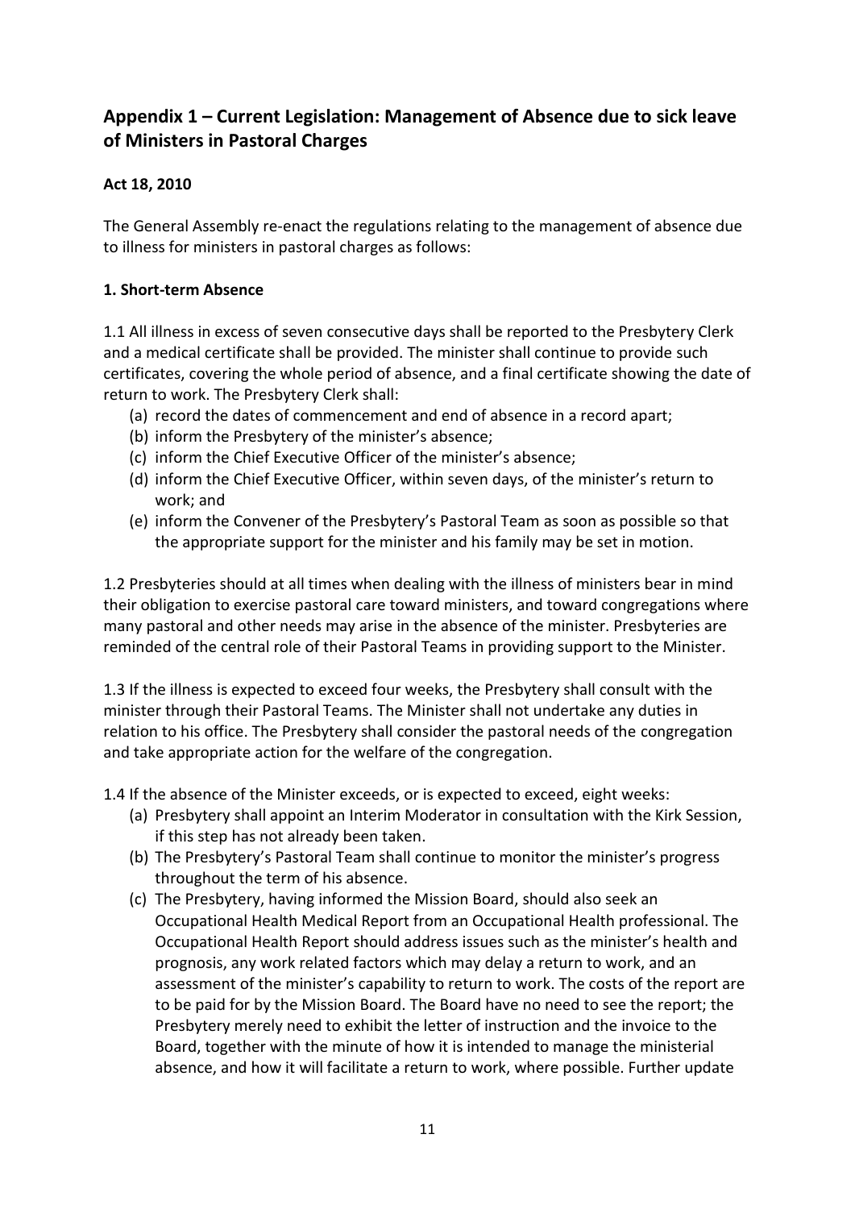## Appendix 1 – Current Legislation: Management of Absence due to sick leave of Ministers in Pastoral Charges

**Act 18, 2010**

The General Assembly re-enact the regulations relating to the management of absence due to illness for ministers in pastoral charges as follows:

**1. Short-term Absence**

1.1 All illness in excess of seven consecutive days shall be reported to the Presbytery Clerk and a medical certificate shall be provided. The minister shall continue to provide such certificates, covering the whole period of absence, and a final certificate showing the date of return to work. The Presbytery Clerk shall:

(a) record the dates of commencement and end of absence in a record apart;
(b) inform the Presbytery of the minister's absence;
(c) inform the Chief Executive Officer of the minister's absence;
(d) inform the Chief Executive Officer, within seven days, of the minister's return to work; and
(e) inform the Convener of the Presbytery's Pastoral Team as soon as possible so that the appropriate support for the minister and his family may be set in motion.

1.2 Presbyteries should at all times when dealing with the illness of ministers bear in mind their obligation to exercise pastoral care toward ministers, and toward congregations where many pastoral and other needs may arise in the absence of the minister. Presbyteries are reminded of the central role of their Pastoral Teams in providing support to the Minister.

1.3 If the illness is expected to exceed four weeks, the Presbytery shall consult with the minister through their Pastoral Teams. The Minister shall not undertake any duties in relation to his office. The Presbytery shall consider the pastoral needs of the congregation and take appropriate action for the welfare of the congregation.

1.4 If the absence of the Minister exceeds, or is expected to exceed, eight weeks:

(a) Presbytery shall appoint an Interim Moderator in consultation with the Kirk Session, if this step has not already been taken.
(b) The Presbytery's Pastoral Team shall continue to monitor the minister's progress throughout the term of his absence.
(c) The Presbytery, having informed the Mission Board, should also seek an Occupational Health Medical Report from an Occupational Health professional. The Occupational Health Report should address issues such as the minister's health and prognosis, any work related factors which may delay a return to work, and an assessment of the minister's capability to return to work. The costs of the report are to be paid for by the Mission Board. The Board have no need to see the report; the Presbytery merely need to exhibit the letter of instruction and the invoice to the Board, together with the minute of how it is intended to manage the ministerial absence, and how it will facilitate a return to work, where possible. Further update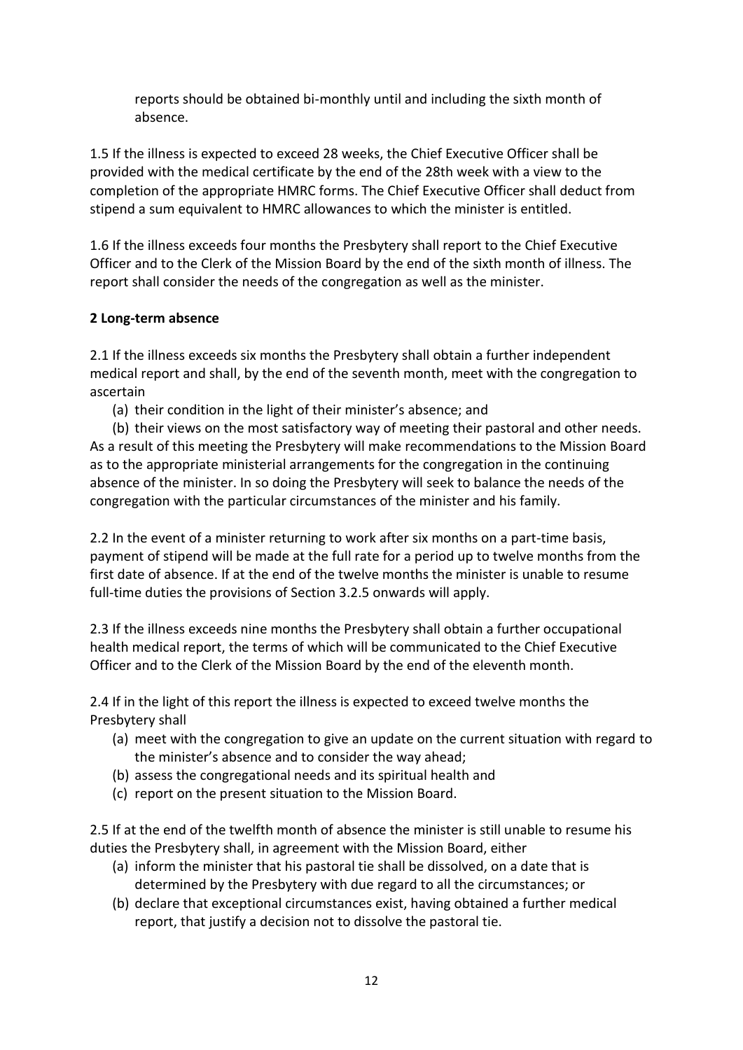reports should be obtained bi-monthly until and including the sixth month of absence.

1.5 If the illness is expected to exceed 28 weeks, the Chief Executive Officer shall be provided with the medical certificate by the end of the 28th week with a view to the completion of the appropriate HMRC forms. The Chief Executive Officer shall deduct from stipend a sum equivalent to HMRC allowances to which the minister is entitled.

1.6 If the illness exceeds four months the Presbytery shall report to the Chief Executive Officer and to the Clerk of the Mission Board by the end of the sixth month of illness. The report shall consider the needs of the congregation as well as the minister.

**2 Long-term absence**

2.1 If the illness exceeds six months the Presbytery shall obtain a further independent medical report and shall, by the end of the seventh month, meet with the congregation to ascertain

(a) their condition in the light of their minister's absence; and

(b) their views on the most satisfactory way of meeting their pastoral and other needs.

As a result of this meeting the Presbytery will make recommendations to the Mission Board as to the appropriate ministerial arrangements for the congregation in the continuing absence of the minister. In so doing the Presbytery will seek to balance the needs of the congregation with the particular circumstances of the minister and his family.

2.2 In the event of a minister returning to work after six months on a part-time basis, payment of stipend will be made at the full rate for a period up to twelve months from the first date of absence. If at the end of the twelve months the minister is unable to resume full-time duties the provisions of Section 3.2.5 onwards will apply.

2.3 If the illness exceeds nine months the Presbytery shall obtain a further occupational health medical report, the terms of which will be communicated to the Chief Executive Officer and to the Clerk of the Mission Board by the end of the eleventh month.

2.4 If in the light of this report the illness is expected to exceed twelve months the Presbytery shall

(a) meet with the congregation to give an update on the current situation with regard to the minister's absence and to consider the way ahead;

(b) assess the congregational needs and its spiritual health and

(c) report on the present situation to the Mission Board.

2.5 If at the end of the twelfth month of absence the minister is still unable to resume his duties the Presbytery shall, in agreement with the Mission Board, either

(a) inform the minister that his pastoral tie shall be dissolved, on a date that is determined by the Presbytery with due regard to all the circumstances; or

(b) declare that exceptional circumstances exist, having obtained a further medical report, that justify a decision not to dissolve the pastoral tie.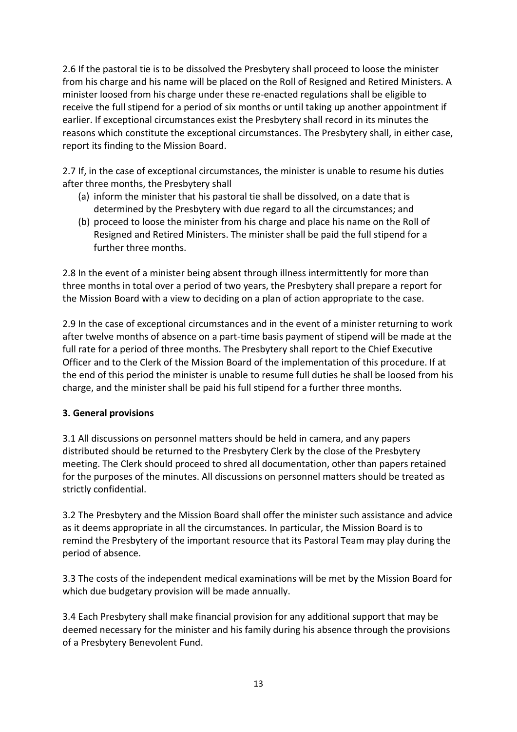2.6 If the pastoral tie is to be dissolved the Presbytery shall proceed to loose the minister from his charge and his name will be placed on the Roll of Resigned and Retired Ministers. A minister loosed from his charge under these re-enacted regulations shall be eligible to receive the full stipend for a period of six months or until taking up another appointment if earlier. If exceptional circumstances exist the Presbytery shall record in its minutes the reasons which constitute the exceptional circumstances. The Presbytery shall, in either case, report its finding to the Mission Board.

2.7 If, in the case of exceptional circumstances, the minister is unable to resume his duties after three months, the Presbytery shall

(a) inform the minister that his pastoral tie shall be dissolved, on a date that is determined by the Presbytery with due regard to all the circumstances; and
(b) proceed to loose the minister from his charge and place his name on the Roll of Resigned and Retired Ministers. The minister shall be paid the full stipend for a further three months.

2.8 In the event of a minister being absent through illness intermittently for more than three months in total over a period of two years, the Presbytery shall prepare a report for the Mission Board with a view to deciding on a plan of action appropriate to the case.

2.9 In the case of exceptional circumstances and in the event of a minister returning to work after twelve months of absence on a part-time basis payment of stipend will be made at the full rate for a period of three months. The Presbytery shall report to the Chief Executive Officer and to the Clerk of the Mission Board of the implementation of this procedure. If at the end of this period the minister is unable to resume full duties he shall be loosed from his charge, and the minister shall be paid his full stipend for a further three months.

**3. General provisions**

3.1 All discussions on personnel matters should be held in camera, and any papers distributed should be returned to the Presbytery Clerk by the close of the Presbytery meeting. The Clerk should proceed to shred all documentation, other than papers retained for the purposes of the minutes. All discussions on personnel matters should be treated as strictly confidential.

3.2 The Presbytery and the Mission Board shall offer the minister such assistance and advice as it deems appropriate in all the circumstances. In particular, the Mission Board is to remind the Presbytery of the important resource that its Pastoral Team may play during the period of absence.

3.3 The costs of the independent medical examinations will be met by the Mission Board for which due budgetary provision will be made annually.

3.4 Each Presbytery shall make financial provision for any additional support that may be deemed necessary for the minister and his family during his absence through the provisions of a Presbytery Benevolent Fund.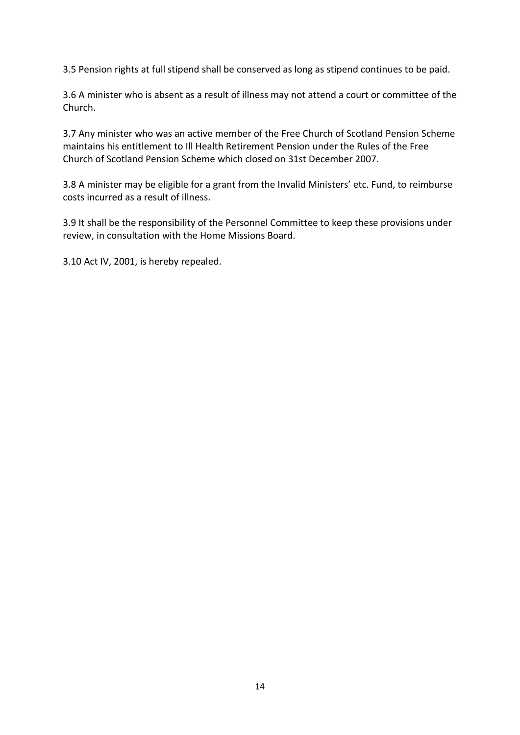3.5 Pension rights at full stipend shall be conserved as long as stipend continues to be paid.

3.6 A minister who is absent as a result of illness may not attend a court or committee of the Church.

3.7 Any minister who was an active member of the Free Church of Scotland Pension Scheme maintains his entitlement to Ill Health Retirement Pension under the Rules of the Free Church of Scotland Pension Scheme which closed on 31st December 2007.

3.8 A minister may be eligible for a grant from the Invalid Ministers' etc. Fund, to reimburse costs incurred as a result of illness.

3.9 It shall be the responsibility of the Personnel Committee to keep these provisions under review, in consultation with the Home Missions Board.

3.10 Act IV, 2001, is hereby repealed.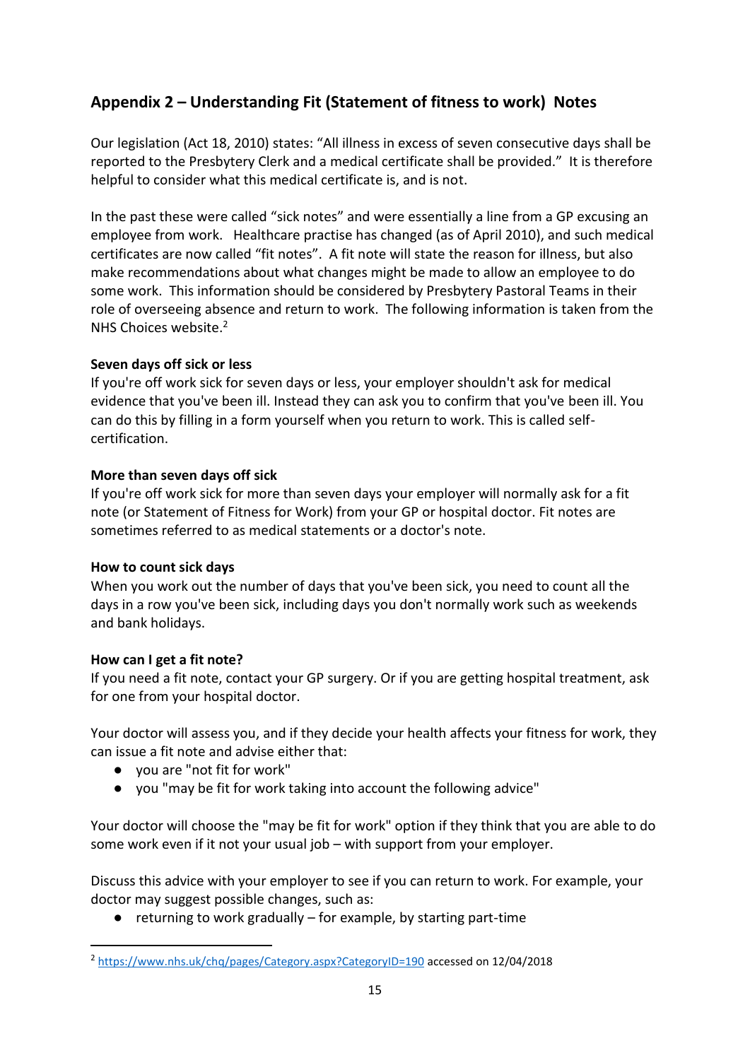## Appendix 2 – Understanding Fit (Statement of fitness to work) Notes

Our legislation (Act 18, 2010) states: "All illness in excess of seven consecutive days shall be reported to the Presbytery Clerk and a medical certificate shall be provided." It is therefore helpful to consider what this medical certificate is, and is not.

In the past these were called "sick notes" and were essentially a line from a GP excusing an employee from work. Healthcare practise has changed (as of April 2010), and such medical certificates are now called "fit notes". A fit note will state the reason for illness, but also make recommendations about what changes might be made to allow an employee to do some work. This information should be considered by Presbytery Pastoral Teams in their role of overseeing absence and return to work. The following information is taken from the NHS Choices website.[2]

**Seven days off sick or less**

If you're off work sick for seven days or less, your employer shouldn't ask for medical evidence that you've been ill. Instead they can ask you to confirm that you've been ill. You can do this by filling in a form yourself when you return to work. This is called self-certification.

**More than seven days off sick**

If you're off work sick for more than seven days your employer will normally ask for a fit note (or Statement of Fitness for Work) from your GP or hospital doctor. Fit notes are sometimes referred to as medical statements or a doctor's note.

**How to count sick days**

When you work out the number of days that you've been sick, you need to count all the days in a row you've been sick, including days you don't normally work such as weekends and bank holidays.

**How can I get a fit note?**

If you need a fit note, contact your GP surgery. Or if you are getting hospital treatment, ask for one from your hospital doctor.

Your doctor will assess you, and if they decide your health affects your fitness for work, they can issue a fit note and advise either that:

- you are "not fit for work"
- you "may be fit for work taking into account the following advice"

Your doctor will choose the "may be fit for work" option if they think that you are able to do some work even if it not your usual job – with support from your employer.

Discuss this advice with your employer to see if you can return to work. For example, your doctor may suggest possible changes, such as:

- returning to work gradually – for example, by starting part-time

---

[2] https://www.nhs.uk/chq/pages/Category.aspx?CategoryID=190 accessed on 12/04/2018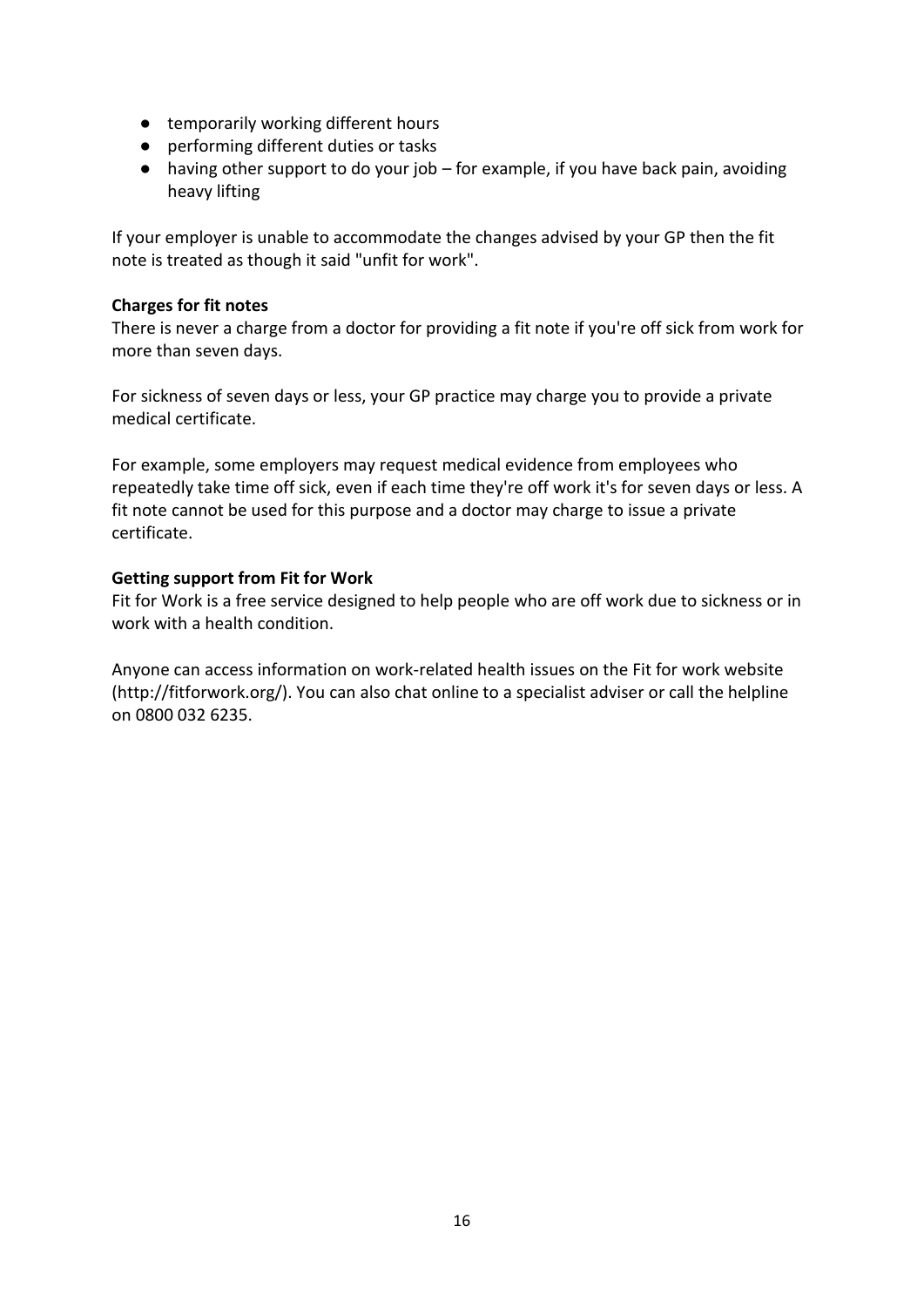- temporarily working different hours
- performing different duties or tasks
- having other support to do your job – for example, if you have back pain, avoiding heavy lifting

If your employer is unable to accommodate the changes advised by your GP then the fit note is treated as though it said "unfit for work".

**Charges for fit notes**

There is never a charge from a doctor for providing a fit note if you're off sick from work for more than seven days.

For sickness of seven days or less, your GP practice may charge you to provide a private medical certificate.

For example, some employers may request medical evidence from employees who repeatedly take time off sick, even if each time they're off work it's for seven days or less. A fit note cannot be used for this purpose and a doctor may charge to issue a private certificate.

**Getting support from Fit for Work**

Fit for Work is a free service designed to help people who are off work due to sickness or in work with a health condition.

Anyone can access information on work-related health issues on the Fit for work website (http://fitforwork.org/). You can also chat online to a specialist adviser or call the helpline on 0800 032 6235.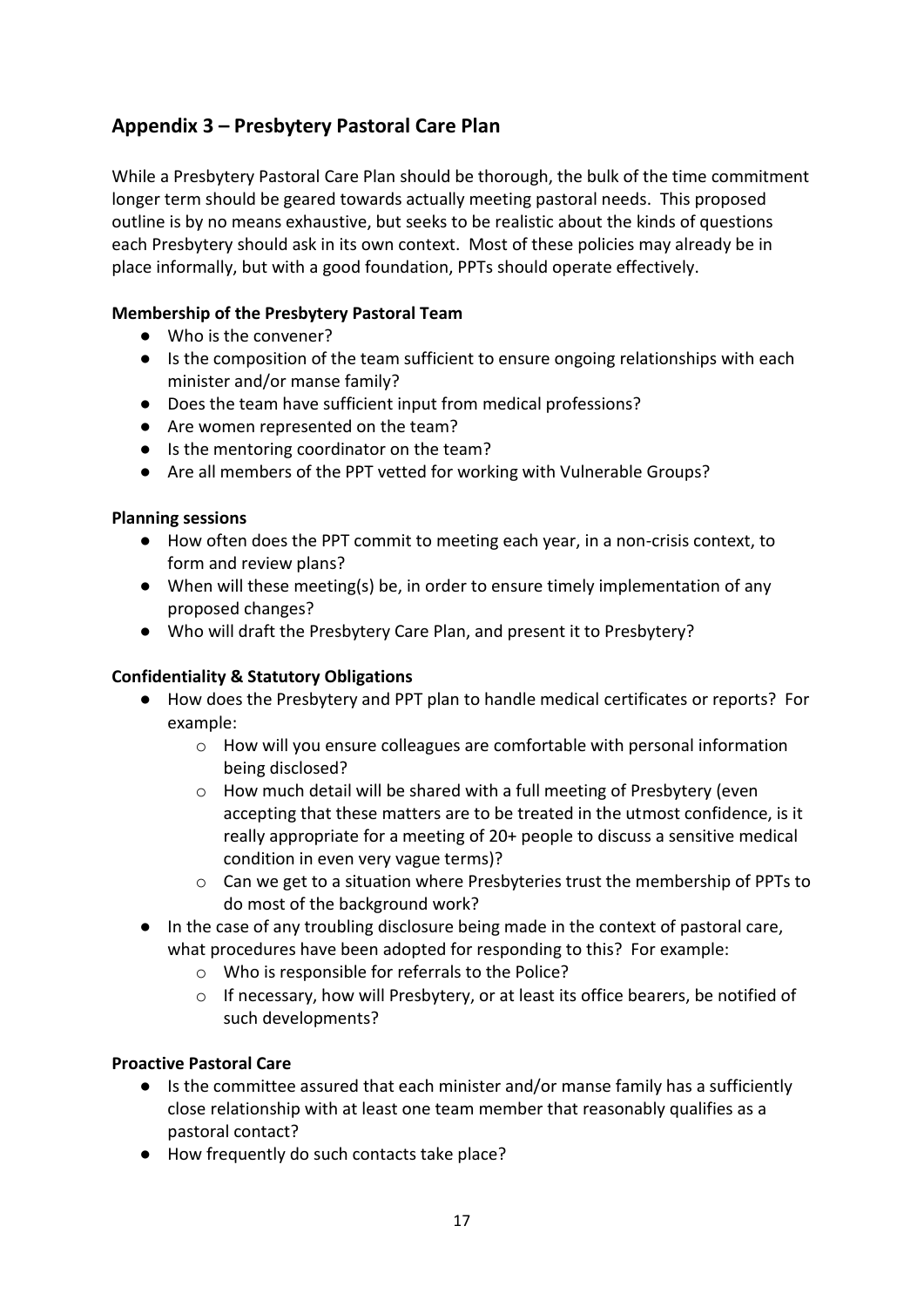## Appendix 3 – Presbytery Pastoral Care Plan

While a Presbytery Pastoral Care Plan should be thorough, the bulk of the time commitment longer term should be geared towards actually meeting pastoral needs. This proposed outline is by no means exhaustive, but seeks to be realistic about the kinds of questions each Presbytery should ask in its own context. Most of these policies may already be in place informally, but with a good foundation, PPTs should operate effectively.

**Membership of the Presbytery Pastoral Team**

- Who is the convener?
- Is the composition of the team sufficient to ensure ongoing relationships with each minister and/or manse family?
- Does the team have sufficient input from medical professions?
- Are women represented on the team?
- Is the mentoring coordinator on the team?
- Are all members of the PPT vetted for working with Vulnerable Groups?

**Planning sessions**

- How often does the PPT commit to meeting each year, in a non-crisis context, to form and review plans?
- When will these meeting(s) be, in order to ensure timely implementation of any proposed changes?
- Who will draft the Presbytery Care Plan, and present it to Presbytery?

**Confidentiality & Statutory Obligations**

- How does the Presbytery and PPT plan to handle medical certificates or reports? For example:
  - How will you ensure colleagues are comfortable with personal information being disclosed?
  - How much detail will be shared with a full meeting of Presbytery (even accepting that these matters are to be treated in the utmost confidence, is it really appropriate for a meeting of 20+ people to discuss a sensitive medical condition in even very vague terms)?
  - Can we get to a situation where Presbyteries trust the membership of PPTs to do most of the background work?
- In the case of any troubling disclosure being made in the context of pastoral care, what procedures have been adopted for responding to this? For example:
  - Who is responsible for referrals to the Police?
  - If necessary, how will Presbytery, or at least its office bearers, be notified of such developments?

**Proactive Pastoral Care**

- Is the committee assured that each minister and/or manse family has a sufficiently close relationship with at least one team member that reasonably qualifies as a pastoral contact?
- How frequently do such contacts take place?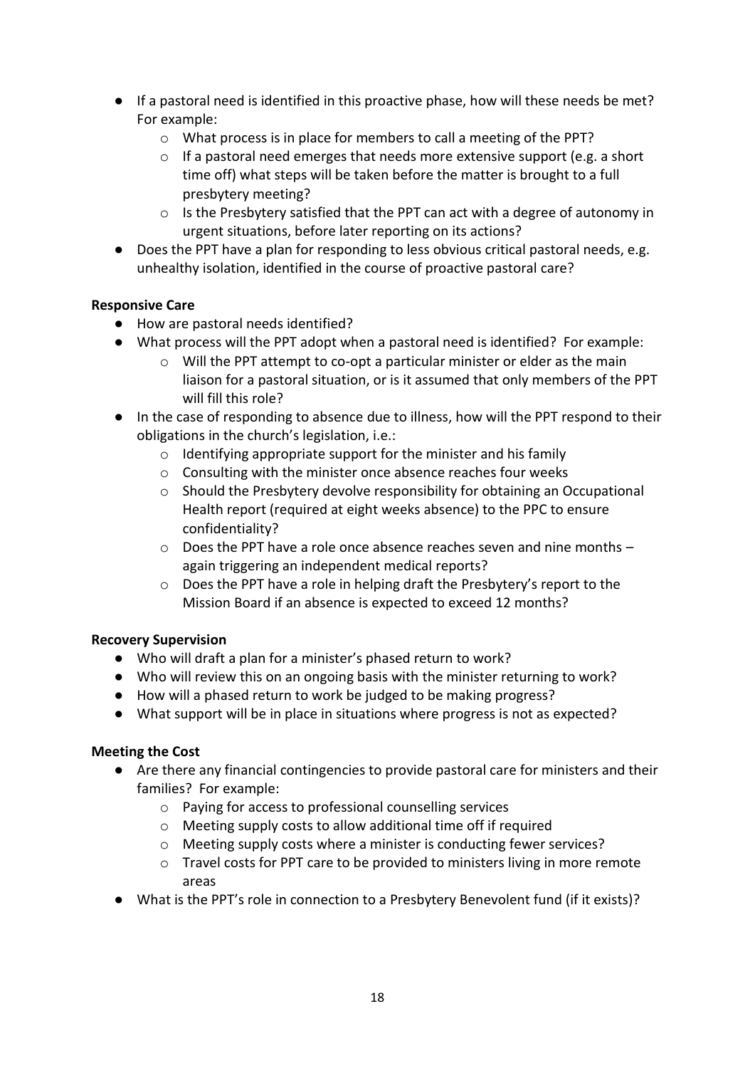- If a pastoral need is identified in this proactive phase, how will these needs be met? For example:
  - What process is in place for members to call a meeting of the PPT?
  - If a pastoral need emerges that needs more extensive support (e.g. a short time off) what steps will be taken before the matter is brought to a full presbytery meeting?
  - Is the Presbytery satisfied that the PPT can act with a degree of autonomy in urgent situations, before later reporting on its actions?
- Does the PPT have a plan for responding to less obvious critical pastoral needs, e.g. unhealthy isolation, identified in the course of proactive pastoral care?

**Responsive Care**

- How are pastoral needs identified?
- What process will the PPT adopt when a pastoral need is identified? For example:
  - Will the PPT attempt to co-opt a particular minister or elder as the main liaison for a pastoral situation, or is it assumed that only members of the PPT will fill this role?
- In the case of responding to absence due to illness, how will the PPT respond to their obligations in the church's legislation, i.e.:
  - Identifying appropriate support for the minister and his family
  - Consulting with the minister once absence reaches four weeks
  - Should the Presbytery devolve responsibility for obtaining an Occupational Health report (required at eight weeks absence) to the PPC to ensure confidentiality?
  - Does the PPT have a role once absence reaches seven and nine months – again triggering an independent medical reports?
  - Does the PPT have a role in helping draft the Presbytery's report to the Mission Board if an absence is expected to exceed 12 months?

**Recovery Supervision**

- Who will draft a plan for a minister's phased return to work?
- Who will review this on an ongoing basis with the minister returning to work?
- How will a phased return to work be judged to be making progress?
- What support will be in place in situations where progress is not as expected?

**Meeting the Cost**

- Are there any financial contingencies to provide pastoral care for ministers and their families? For example:
  - Paying for access to professional counselling services
  - Meeting supply costs to allow additional time off if required
  - Meeting supply costs where a minister is conducting fewer services?
  - Travel costs for PPT care to be provided to ministers living in more remote areas
- What is the PPT's role in connection to a Presbytery Benevolent fund (if it exists)?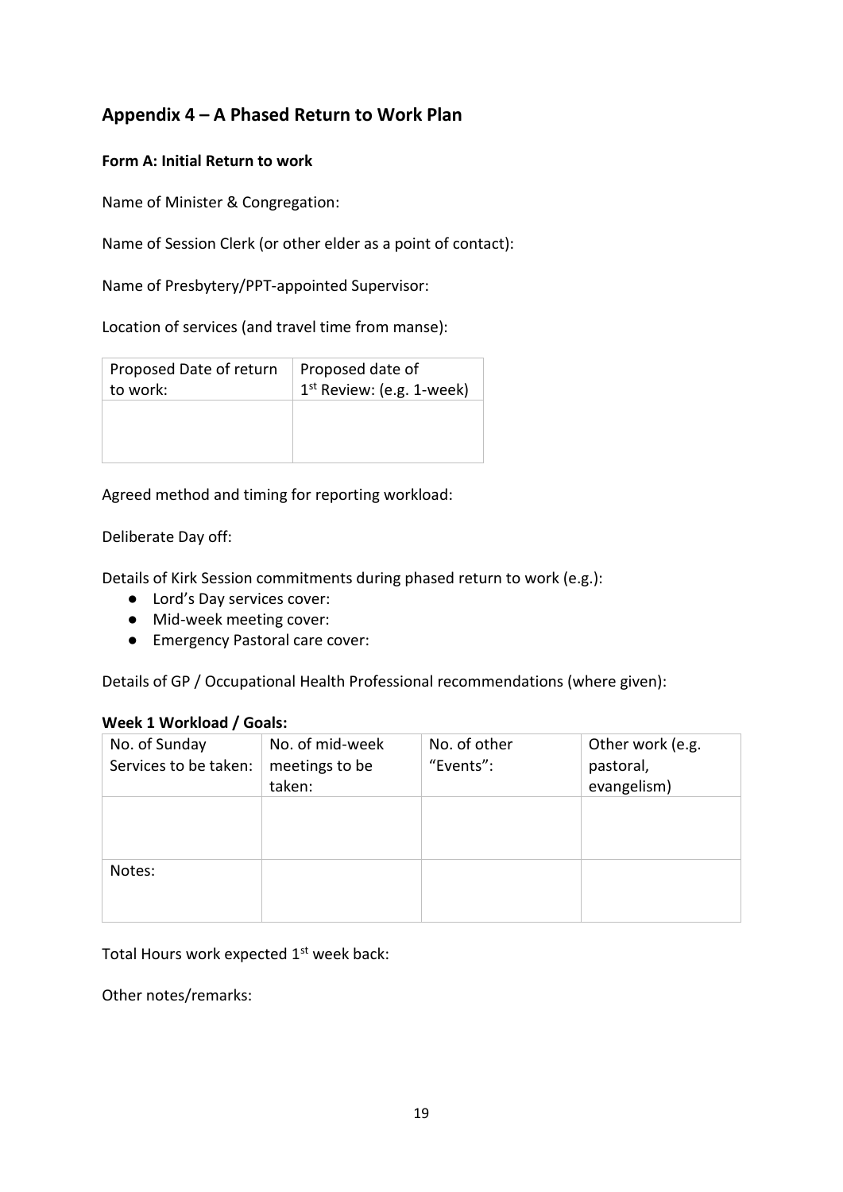## Appendix 4 – A Phased Return to Work Plan

**Form A: Initial Return to work**

Name of Minister & Congregation:

Name of Session Clerk (or other elder as a point of contact):

Name of Presbytery/PPT-appointed Supervisor:

Location of services (and travel time from manse):

| Proposed Date of return to work: | Proposed date of 1st Review: (e.g. 1-week) |
| --- | --- |
| | |

Agreed method and timing for reporting workload:

Deliberate Day off:

Details of Kirk Session commitments during phased return to work (e.g.):

- Lord's Day services cover:
- Mid-week meeting cover:
- Emergency Pastoral care cover:

Details of GP / Occupational Health Professional recommendations (where given):

**Week 1 Workload / Goals:**

| No. of Sunday Services to be taken: | No. of mid-week meetings to be taken: | No. of other "Events": | Other work (e.g. pastoral, evangelism) |
| --- | --- | --- | --- |
| | | | |
| Notes: | | | |

Total Hours work expected 1st week back:

Other notes/remarks: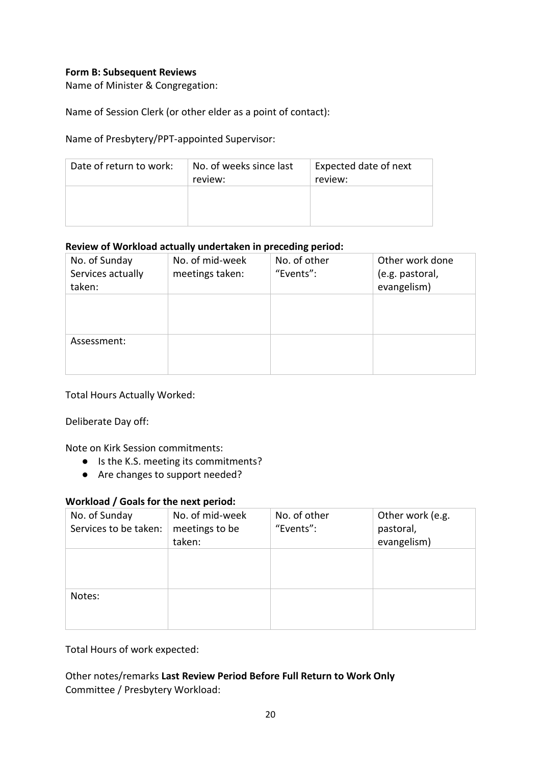**Form B: Subsequent Reviews**

Name of Minister & Congregation:

Name of Session Clerk (or other elder as a point of contact):

Name of Presbytery/PPT-appointed Supervisor:

| Date of return to work: | No. of weeks since last review: | Expected date of next review: |
|---|---|---|
| | | |

**Review of Workload actually undertaken in preceding period:**

| No. of Sunday Services actually taken: | No. of mid-week meetings taken: | No. of other “Events”: | Other work done (e.g. pastoral, evangelism) |
|---|---|---|---|
| | | | |
| Assessment: | | | |

Total Hours Actually Worked:

Deliberate Day off:

Note on Kirk Session commitments:

- Is the K.S. meeting its commitments?
- Are changes to support needed?

**Workload / Goals for the next period:**

| No. of Sunday Services to be taken: | No. of mid-week meetings to be taken: | No. of other “Events”: | Other work (e.g. pastoral, evangelism) |
|---|---|---|---|
| | | | |
| Notes: | | | |

Total Hours of work expected:

Other notes/remarks **Last Review Period Before Full Return to Work Only**
Committee / Presbytery Workload: